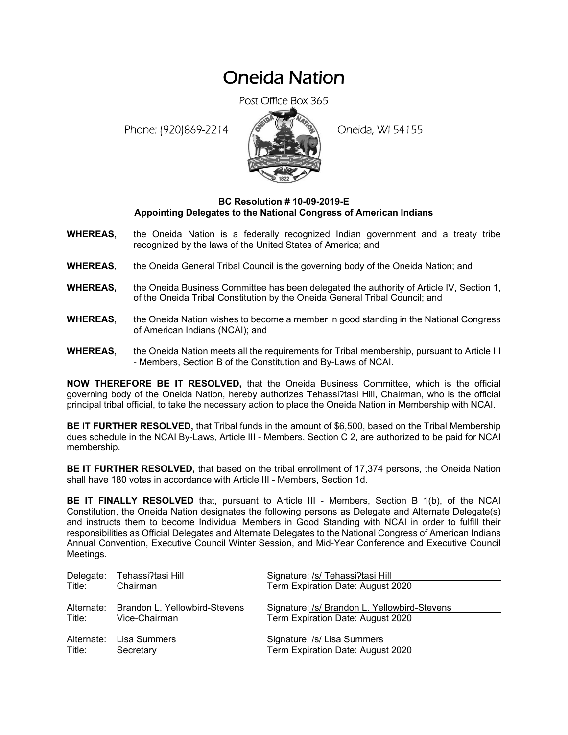# Oneida Nation

Post Office Box 365

Phone: (920)869-2214 Oneida, WI 54155

**BC Resolution # 10-09-2019-E**
**Appointing Delegates to the National Congress of American Indians**

**WHEREAS,** the Oneida Nation is a federally recognized Indian government and a treaty tribe recognized by the laws of the United States of America; and

**WHEREAS,** the Oneida General Tribal Council is the governing body of the Oneida Nation; and

**WHEREAS,** the Oneida Business Committee has been delegated the authority of Article IV, Section 1, of the Oneida Tribal Constitution by the Oneida General Tribal Council; and

**WHEREAS,** the Oneida Nation wishes to become a member in good standing in the National Congress of American Indians (NCAI); and

**WHEREAS,** the Oneida Nation meets all the requirements for Tribal membership, pursuant to Article III - Members, Section B of the Constitution and By-Laws of NCAI.

**NOW THEREFORE BE IT RESOLVED,** that the Oneida Business Committee, which is the official governing body of the Oneida Nation, hereby authorizes Tehassiʔtasi Hill, Chairman, who is the official principal tribal official, to take the necessary action to place the Oneida Nation in Membership with NCAI.

**BE IT FURTHER RESOLVED,** that Tribal funds in the amount of $6,500, based on the Tribal Membership dues schedule in the NCAI By-Laws, Article III - Members, Section C 2, are authorized to be paid for NCAI membership.

**BE IT FURTHER RESOLVED,** that based on the tribal enrollment of 17,374 persons, the Oneida Nation shall have 180 votes in accordance with Article III - Members, Section 1d.

**BE IT FINALLY RESOLVED** that, pursuant to Article III - Members, Section B 1(b), of the NCAI Constitution, the Oneida Nation designates the following persons as Delegate and Alternate Delegate(s) and instructs them to become Individual Members in Good Standing with NCAI in order to fulfill their responsibilities as Official Delegates and Alternate Delegates to the National Congress of American Indians Annual Convention, Executive Council Winter Session, and Mid-Year Conference and Executive Council Meetings.

Delegate: Tehassiʔtasi Hill
Title: Chairman
Signature: /s/ Tehassiʔtasi Hill
Term Expiration Date: August 2020

Alternate: Brandon L. Yellowbird-Stevens
Title: Vice-Chairman
Signature: /s/ Brandon L. Yellowbird-Stevens
Term Expiration Date: August 2020

Alternate: Lisa Summers
Title: Secretary
Signature: /s/ Lisa Summers
Term Expiration Date: August 2020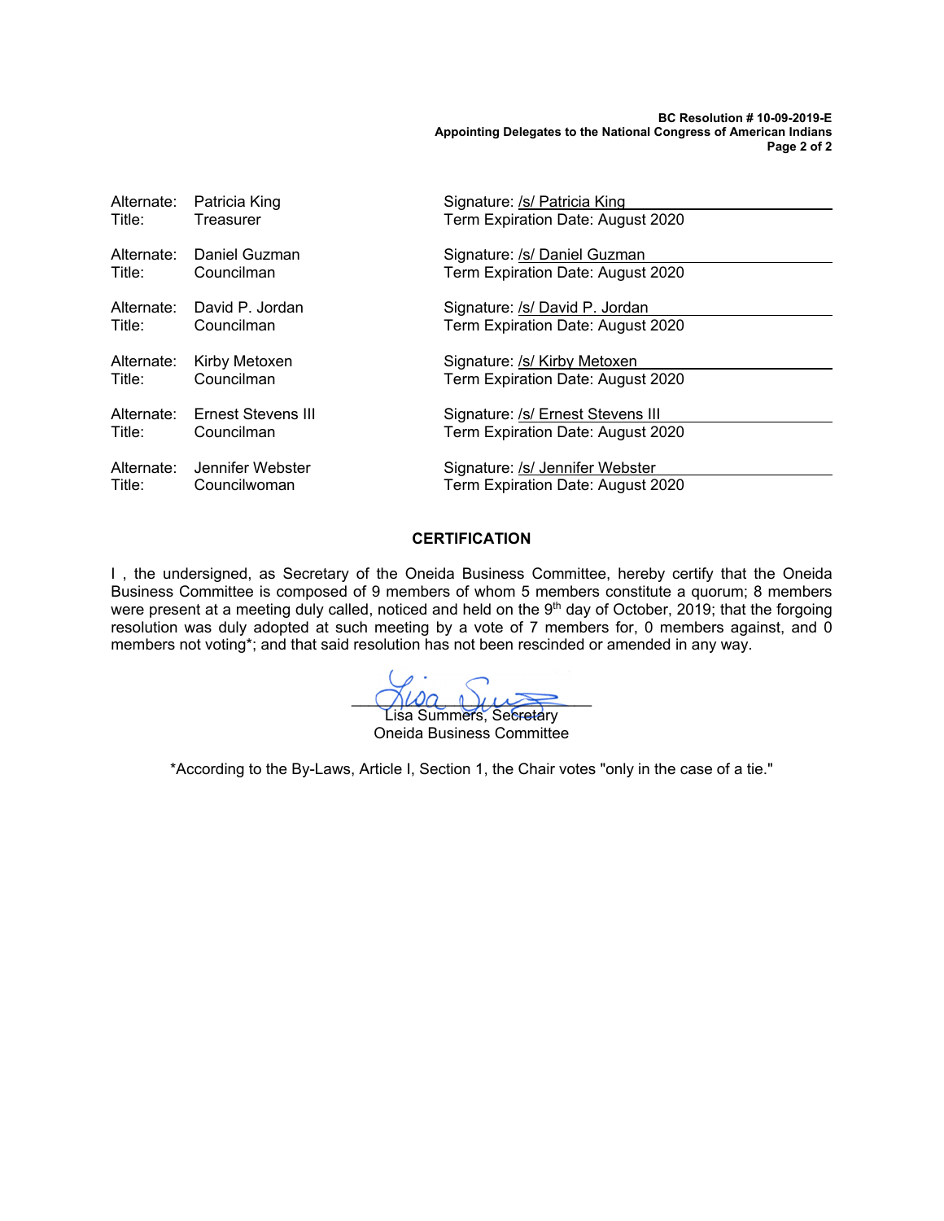Alternate: Patricia King
Title: Treasurer
Signature: /s/ Patricia King
Term Expiration Date: August 2020

Alternate: Daniel Guzman
Title: Councilman
Signature: /s/ Daniel Guzman
Term Expiration Date: August 2020

Alternate: David P. Jordan
Title: Councilman
Signature: /s/ David P. Jordan
Term Expiration Date: August 2020

Alternate: Kirby Metoxen
Title: Councilman
Signature: /s/ Kirby Metoxen
Term Expiration Date: August 2020

Alternate: Ernest Stevens III
Title: Councilman
Signature: /s/ Ernest Stevens III
Term Expiration Date: August 2020

Alternate: Jennifer Webster
Title: Councilwoman
Signature: /s/ Jennifer Webster
Term Expiration Date: August 2020

## CERTIFICATION

I , the undersigned, as Secretary of the Oneida Business Committee, hereby certify that the Oneida Business Committee is composed of 9 members of whom 5 members constitute a quorum; 8 members were present at a meeting duly called, noticed and held on the 9th day of October, 2019; that the forgoing resolution was duly adopted at such meeting by a vote of 7 members for, 0 members against, and 0 members not voting*; and that said resolution has not been rescinded or amended in any way.

Lisa Summers, Secretary
Oneida Business Committee

*According to the By-Laws, Article I, Section 1, the Chair votes "only in the case of a tie."